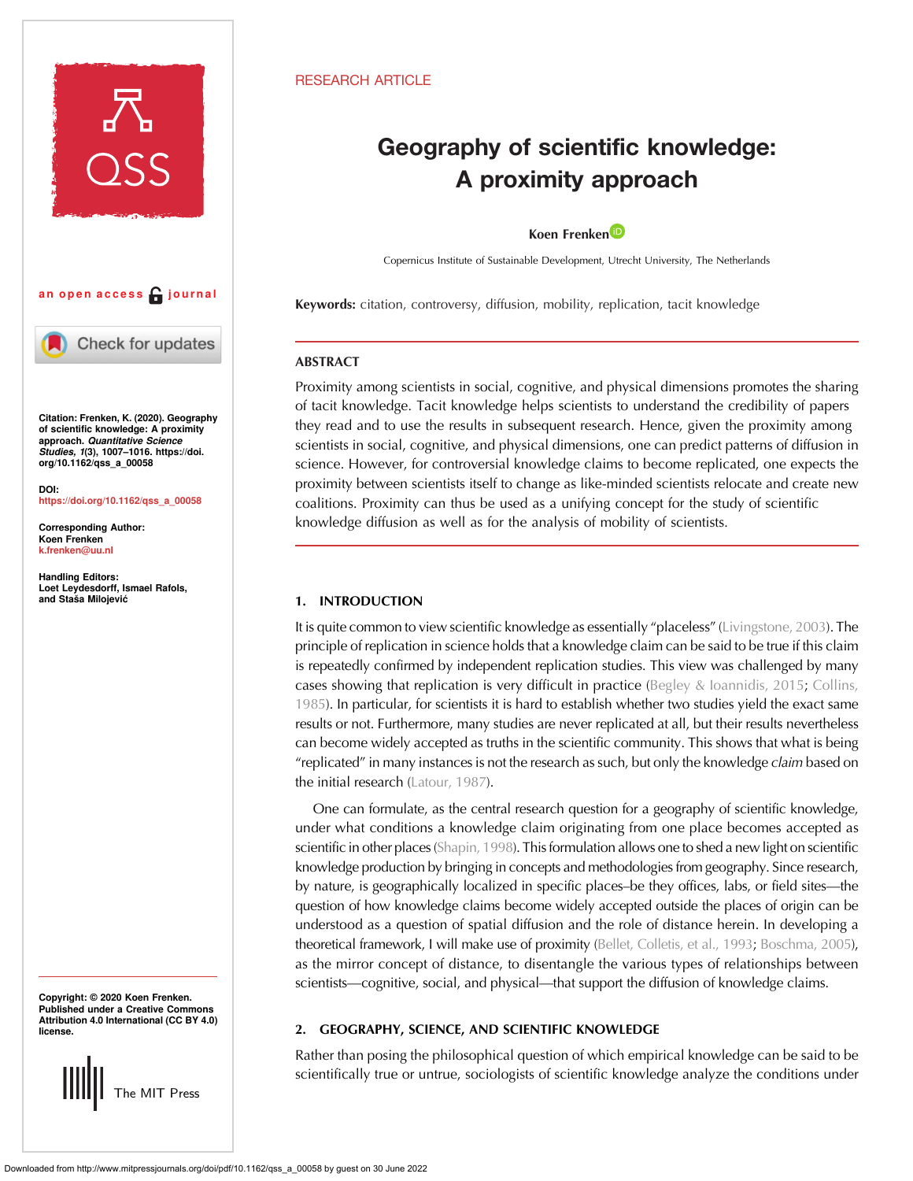RESEARCH ARTICLE

# Geography of scientific knowledge: A proximity approach

**Koen Frenken**

Copernicus Institute of Sustainable Development, Utrecht University, The Netherlands

an open access journal

**Citation:** Frenken, K. (2020). Geography of scientific knowledge: A proximity approach. *Quantitative Science Studies, 1*(3), 1007–1016. https://doi.org/10.1162/qss_a_00058

**DOI:** https://doi.org/10.1162/qss_a_00058

**Corresponding Author:** Koen Frenken k.frenken@uu.nl

**Handling Editors:** Loet Leydesdorff, Ismael Rafols, and Staša Milojević

**Copyright:** © 2020 Koen Frenken. Published under a Creative Commons Attribution 4.0 International (CC BY 4.0) license.

The MIT Press

**Keywords:** citation, controversy, diffusion, mobility, replication, tacit knowledge

## ABSTRACT

Proximity among scientists in social, cognitive, and physical dimensions promotes the sharing of tacit knowledge. Tacit knowledge helps scientists to understand the credibility of papers they read and to use the results in subsequent research. Hence, given the proximity among scientists in social, cognitive, and physical dimensions, one can predict patterns of diffusion in science. However, for controversial knowledge claims to become replicated, one expects the proximity between scientists itself to change as like-minded scientists relocate and create new coalitions. Proximity can thus be used as a unifying concept for the study of scientific knowledge diffusion as well as for the analysis of mobility of scientists.

## 1. INTRODUCTION

It is quite common to view scientific knowledge as essentially "placeless" (Livingstone, 2003). The principle of replication in science holds that a knowledge claim can be said to be true if this claim is repeatedly confirmed by independent replication studies. This view was challenged by many cases showing that replication is very difficult in practice (Begley & Ioannidis, 2015; Collins, 1985). In particular, for scientists it is hard to establish whether two studies yield the exact same results or not. Furthermore, many studies are never replicated at all, but their results nevertheless can become widely accepted as truths in the scientific community. This shows that what is being "replicated" in many instances is not the research as such, but only the knowledge *claim* based on the initial research (Latour, 1987).

One can formulate, as the central research question for a geography of scientific knowledge, under what conditions a knowledge claim originating from one place becomes accepted as scientific in other places (Shapin, 1998). This formulation allows one to shed a new light on scientific knowledge production by bringing in concepts and methodologies from geography. Since research, by nature, is geographically localized in specific places—be they offices, labs, or field sites—the question of how knowledge claims become widely accepted outside the places of origin can be understood as a question of spatial diffusion and the role of distance herein. In developing a theoretical framework, I will make use of proximity (Bellet, Colletis, et al., 1993; Boschma, 2005), as the mirror concept of distance, to disentangle the various types of relationships between scientists—cognitive, social, and physical—that support the diffusion of knowledge claims.

## 2. GEOGRAPHY, SCIENCE, AND SCIENTIFIC KNOWLEDGE

Rather than posing the philosophical question of which empirical knowledge can be said to be scientifically true or untrue, sociologists of scientific knowledge analyze the conditions under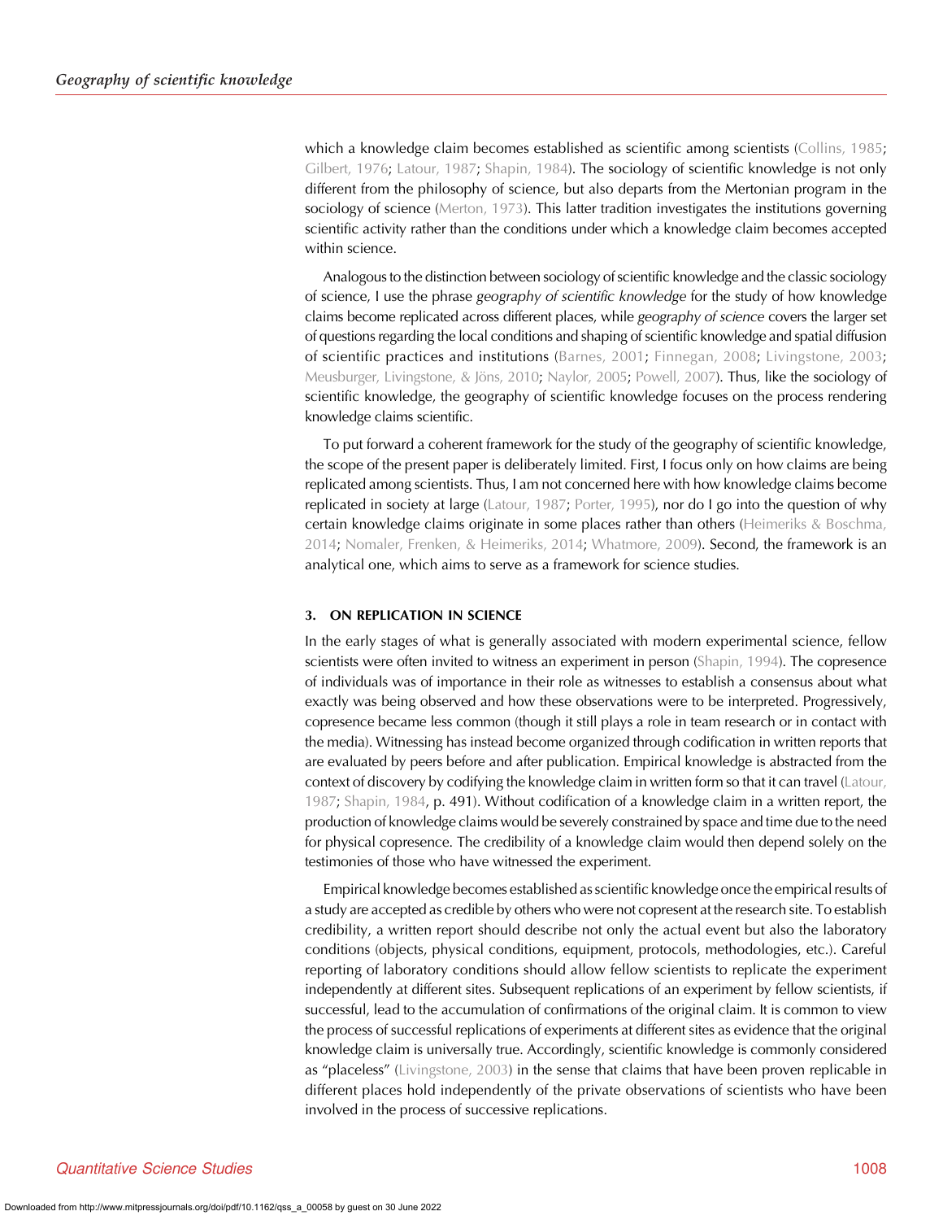which a knowledge claim becomes established as scientific among scientists (Collins, 1985; Gilbert, 1976; Latour, 1987; Shapin, 1984). The sociology of scientific knowledge is not only different from the philosophy of science, but also departs from the Mertonian program in the sociology of science (Merton, 1973). This latter tradition investigates the institutions governing scientific activity rather than the conditions under which a knowledge claim becomes accepted within science.

Analogous to the distinction between sociology of scientific knowledge and the classic sociology of science, I use the phrase *geography of scientific knowledge* for the study of how knowledge claims become replicated across different places, while *geography of science* covers the larger set of questions regarding the local conditions and shaping of scientific knowledge and spatial diffusion of scientific practices and institutions (Barnes, 2001; Finnegan, 2008; Livingstone, 2003; Meusburger, Livingstone, & Jöns, 2010; Naylor, 2005; Powell, 2007). Thus, like the sociology of scientific knowledge, the geography of scientific knowledge focuses on the process rendering knowledge claims scientific.

To put forward a coherent framework for the study of the geography of scientific knowledge, the scope of the present paper is deliberately limited. First, I focus only on how claims are being replicated among scientists. Thus, I am not concerned here with how knowledge claims become replicated in society at large (Latour, 1987; Porter, 1995), nor do I go into the question of why certain knowledge claims originate in some places rather than others (Heimeriks & Boschma, 2014; Nomaler, Frenken, & Heimeriks, 2014; Whatmore, 2009). Second, the framework is an analytical one, which aims to serve as a framework for science studies.

## 3. ON REPLICATION IN SCIENCE

In the early stages of what is generally associated with modern experimental science, fellow scientists were often invited to witness an experiment in person (Shapin, 1994). The copresence of individuals was of importance in their role as witnesses to establish a consensus about what exactly was being observed and how these observations were to be interpreted. Progressively, copresence became less common (though it still plays a role in team research or in contact with the media). Witnessing has instead become organized through codification in written reports that are evaluated by peers before and after publication. Empirical knowledge is abstracted from the context of discovery by codifying the knowledge claim in written form so that it can travel (Latour, 1987; Shapin, 1984, p. 491). Without codification of a knowledge claim in a written report, the production of knowledge claims would be severely constrained by space and time due to the need for physical copresence. The credibility of a knowledge claim would then depend solely on the testimonies of those who have witnessed the experiment.

Empirical knowledge becomes established as scientific knowledge once the empirical results of a study are accepted as credible by others who were not copresent at the research site. To establish credibility, a written report should describe not only the actual event but also the laboratory conditions (objects, physical conditions, equipment, protocols, methodologies, etc.). Careful reporting of laboratory conditions should allow fellow scientists to replicate the experiment independently at different sites. Subsequent replications of an experiment by fellow scientists, if successful, lead to the accumulation of confirmations of the original claim. It is common to view the process of successful replications of experiments at different sites as evidence that the original knowledge claim is universally true. Accordingly, scientific knowledge is commonly considered as "placeless" (Livingstone, 2003) in the sense that claims that have been proven replicable in different places hold independently of the private observations of scientists who have been involved in the process of successive replications.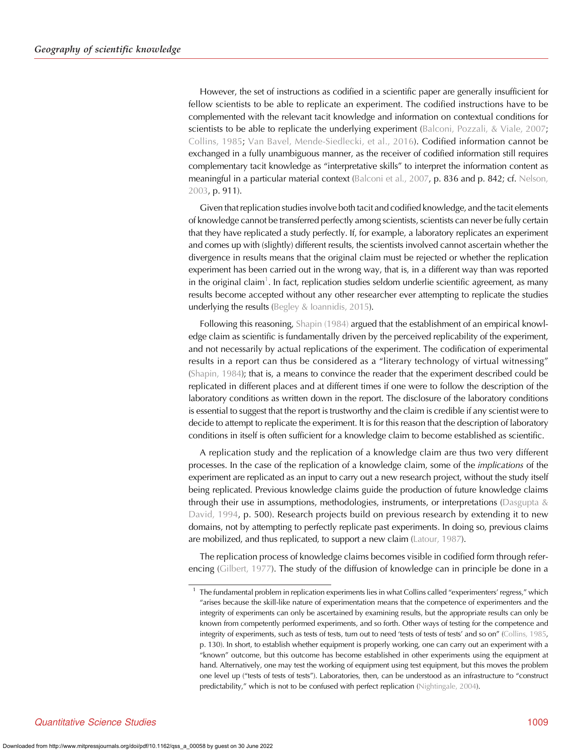However, the set of instructions as codified in a scientific paper are generally insufficient for fellow scientists to be able to replicate an experiment. The codified instructions have to be complemented with the relevant tacit knowledge and information on contextual conditions for scientists to be able to replicate the underlying experiment (Balconi, Pozzali, & Viale, 2007; Collins, 1985; Van Bavel, Mende-Siedlecki, et al., 2016). Codified information cannot be exchanged in a fully unambiguous manner, as the receiver of codified information still requires complementary tacit knowledge as "interpretative skills" to interpret the information content as meaningful in a particular material context (Balconi et al., 2007, p. 836 and p. 842; cf. Nelson, 2003, p. 911).

Given that replication studies involve both tacit and codified knowledge, and the tacit elements of knowledge cannot be transferred perfectly among scientists, scientists can never be fully certain that they have replicated a study perfectly. If, for example, a laboratory replicates an experiment and comes up with (slightly) different results, the scientists involved cannot ascertain whether the divergence in results means that the original claim must be rejected or whether the replication experiment has been carried out in the wrong way, that is, in a different way than was reported in the original claim[1]. In fact, replication studies seldom underlie scientific agreement, as many results become accepted without any other researcher ever attempting to replicate the studies underlying the results (Begley & Ioannidis, 2015).

Following this reasoning, Shapin (1984) argued that the establishment of an empirical knowledge claim as scientific is fundamentally driven by the perceived replicability of the experiment, and not necessarily by actual replications of the experiment. The codification of experimental results in a report can thus be considered as a "literary technology of virtual witnessing" (Shapin, 1984); that is, a means to convince the reader that the experiment described could be replicated in different places and at different times if one were to follow the description of the laboratory conditions as written down in the report. The disclosure of the laboratory conditions is essential to suggest that the report is trustworthy and the claim is credible if any scientist were to decide to attempt to replicate the experiment. It is for this reason that the description of laboratory conditions in itself is often sufficient for a knowledge claim to become established as scientific.

A replication study and the replication of a knowledge claim are thus two very different processes. In the case of the replication of a knowledge claim, some of the *implications* of the experiment are replicated as an input to carry out a new research project, without the study itself being replicated. Previous knowledge claims guide the production of future knowledge claims through their use in assumptions, methodologies, instruments, or interpretations (Dasgupta & David, 1994, p. 500). Research projects build on previous research by extending it to new domains, not by attempting to perfectly replicate past experiments. In doing so, previous claims are mobilized, and thus replicated, to support a new claim (Latour, 1987).

The replication process of knowledge claims becomes visible in codified form through referencing (Gilbert, 1977). The study of the diffusion of knowledge can in principle be done in a

[1] The fundamental problem in replication experiments lies in what Collins called "experimenters' regress," which "arises because the skill-like nature of experimentation means that the competence of experimenters and the integrity of experiments can only be ascertained by examining results, but the appropriate results can only be known from competently performed experiments, and so forth. Other ways of testing for the competence and integrity of experiments, such as tests of tests, turn out to need 'tests of tests of tests' and so on" (Collins, 1985, p. 130). In short, to establish whether equipment is properly working, one can carry out an experiment with a "known" outcome, but this outcome has become established in other experiments using the equipment at hand. Alternatively, one may test the working of equipment using test equipment, but this moves the problem one level up ("tests of tests of tests"). Laboratories, then, can be understood as an infrastructure to "construct predictability," which is not to be confused with perfect replication (Nightingale, 2004).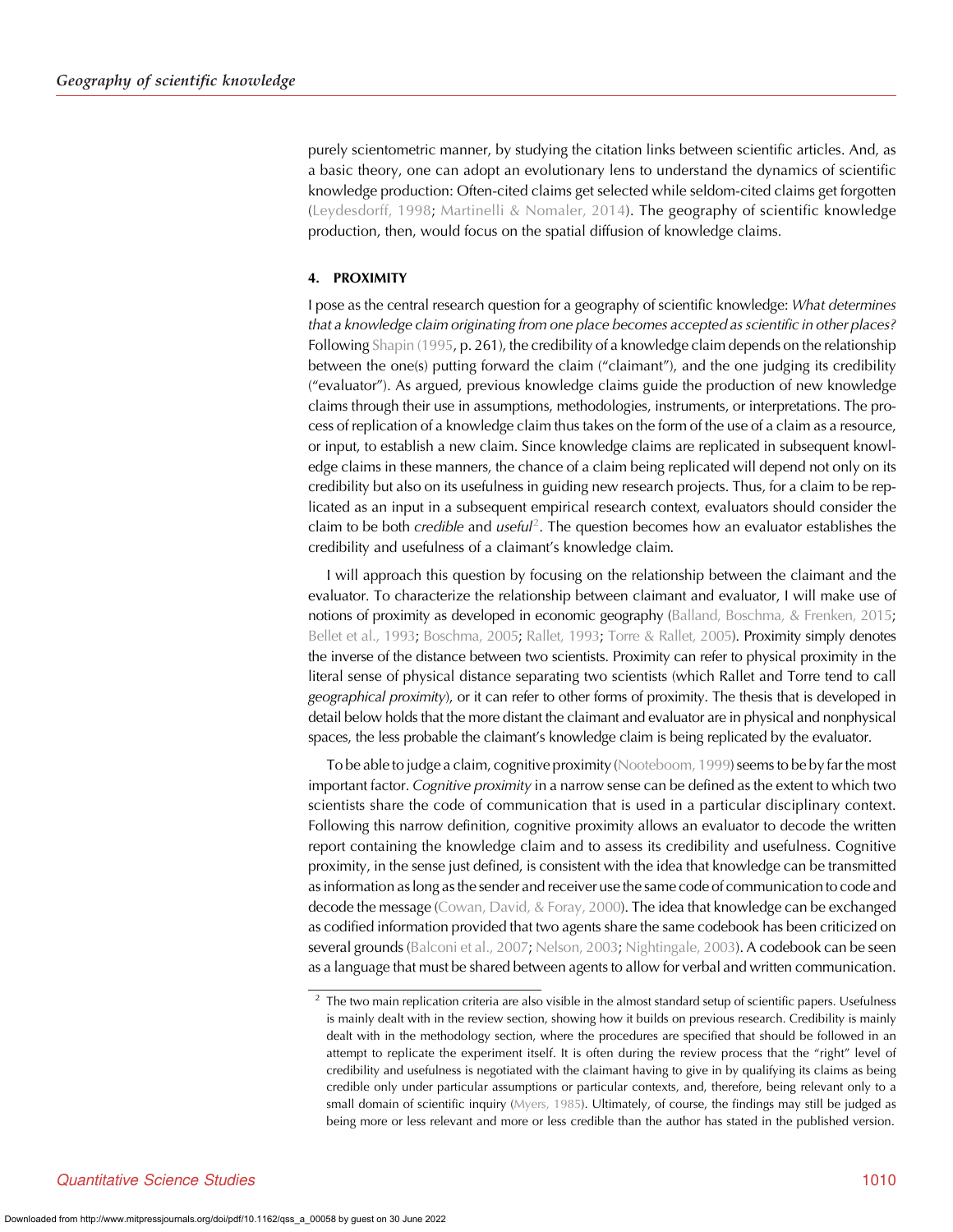purely scientometric manner, by studying the citation links between scientific articles. And, as a basic theory, one can adopt an evolutionary lens to understand the dynamics of scientific knowledge production: Often-cited claims get selected while seldom-cited claims get forgotten (Leydesdorff, 1998; Martinelli & Nomaler, 2014). The geography of scientific knowledge production, then, would focus on the spatial diffusion of knowledge claims.

## 4. PROXIMITY

I pose as the central research question for a geography of scientific knowledge: *What determines that a knowledge claim originating from one place becomes accepted as scientific in other places?* Following Shapin (1995, p. 261), the credibility of a knowledge claim depends on the relationship between the one(s) putting forward the claim ("claimant"), and the one judging its credibility ("evaluator"). As argued, previous knowledge claims guide the production of new knowledge claims through their use in assumptions, methodologies, instruments, or interpretations. The process of replication of a knowledge claim thus takes on the form of the use of a claim as a resource, or input, to establish a new claim. Since knowledge claims are replicated in subsequent knowledge claims in these manners, the chance of a claim being replicated will depend not only on its credibility but also on its usefulness in guiding new research projects. Thus, for a claim to be replicated as an input in a subsequent empirical research context, evaluators should consider the claim to be both *credible* and *useful*[2]. The question becomes how an evaluator establishes the credibility and usefulness of a claimant's knowledge claim.

I will approach this question by focusing on the relationship between the claimant and the evaluator. To characterize the relationship between claimant and evaluator, I will make use of notions of proximity as developed in economic geography (Balland, Boschma, & Frenken, 2015; Bellet et al., 1993; Boschma, 2005; Rallet, 1993; Torre & Rallet, 2005). Proximity simply denotes the inverse of the distance between two scientists. Proximity can refer to physical proximity in the literal sense of physical distance separating two scientists (which Rallet and Torre tend to call *geographical proximity*), or it can refer to other forms of proximity. The thesis that is developed in detail below holds that the more distant the claimant and evaluator are in physical and nonphysical spaces, the less probable the claimant's knowledge claim is being replicated by the evaluator.

To be able to judge a claim, cognitive proximity (Nooteboom, 1999) seems to be by far the most important factor. *Cognitive proximity* in a narrow sense can be defined as the extent to which two scientists share the code of communication that is used in a particular disciplinary context. Following this narrow definition, cognitive proximity allows an evaluator to decode the written report containing the knowledge claim and to assess its credibility and usefulness. Cognitive proximity, in the sense just defined, is consistent with the idea that knowledge can be transmitted as information as long as the sender and receiver use the same code of communication to code and decode the message (Cowan, David, & Foray, 2000). The idea that knowledge can be exchanged as codified information provided that two agents share the same codebook has been criticized on several grounds (Balconi et al., 2007; Nelson, 2003; Nightingale, 2003). A codebook can be seen as a language that must be shared between agents to allow for verbal and written communication.

[2] The two main replication criteria are also visible in the almost standard setup of scientific papers. Usefulness is mainly dealt with in the review section, showing how it builds on previous research. Credibility is mainly dealt with in the methodology section, where the procedures are specified that should be followed in an attempt to replicate the experiment itself. It is often during the review process that the "right" level of credibility and usefulness is negotiated with the claimant having to give in by qualifying its claims as being credible only under particular assumptions or particular contexts, and, therefore, being relevant only to a small domain of scientific inquiry (Myers, 1985). Ultimately, of course, the findings may still be judged as being more or less relevant and more or less credible than the author has stated in the published version.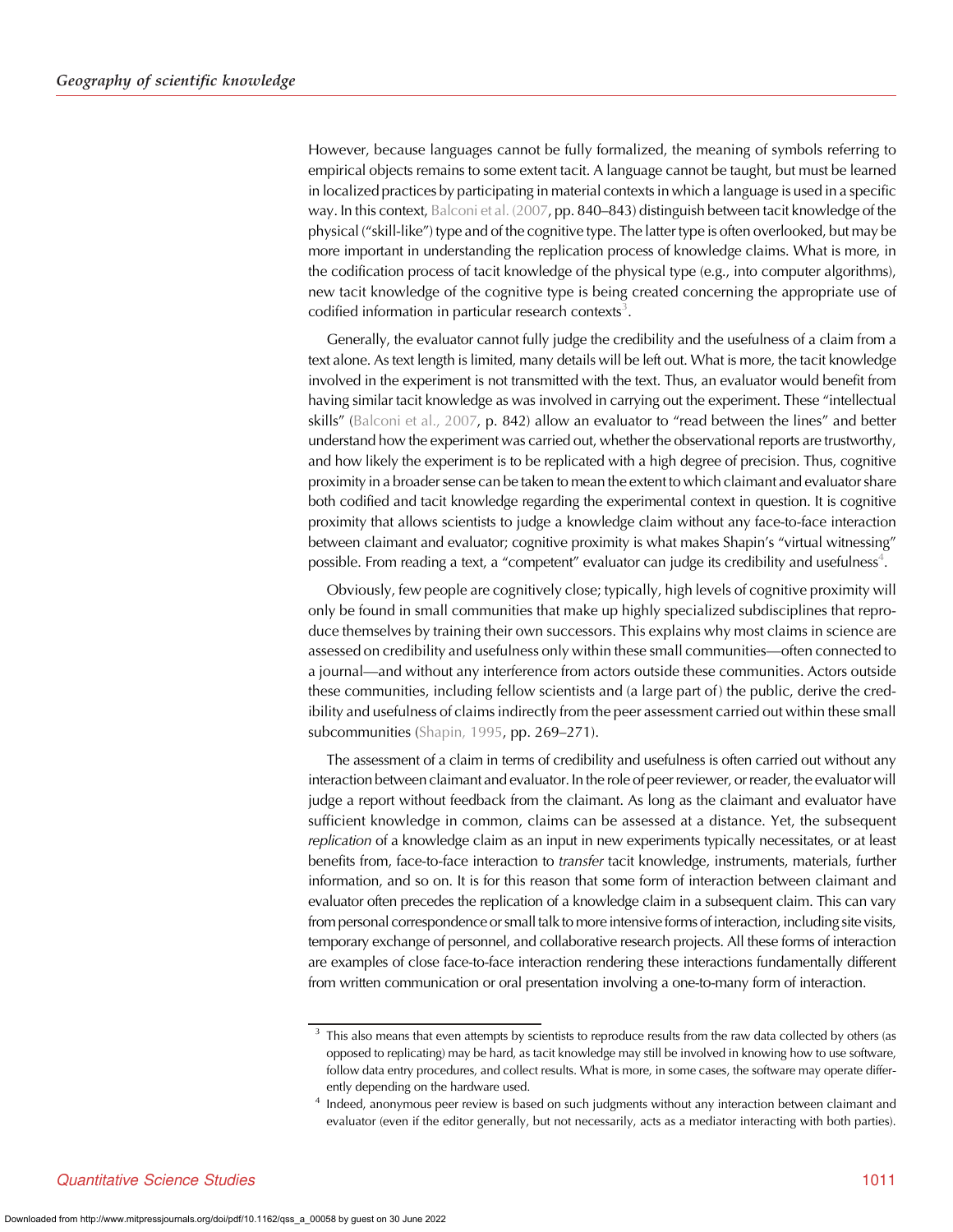However, because languages cannot be fully formalized, the meaning of symbols referring to empirical objects remains to some extent tacit. A language cannot be taught, but must be learned in localized practices by participating in material contexts in which a language is used in a specific way. In this context, Balconi et al. (2007, pp. 840–843) distinguish between tacit knowledge of the physical ("skill-like") type and of the cognitive type. The latter type is often overlooked, but may be more important in understanding the replication process of knowledge claims. What is more, in the codification process of tacit knowledge of the physical type (e.g., into computer algorithms), new tacit knowledge of the cognitive type is being created concerning the appropriate use of codified information in particular research contexts[3].

Generally, the evaluator cannot fully judge the credibility and the usefulness of a claim from a text alone. As text length is limited, many details will be left out. What is more, the tacit knowledge involved in the experiment is not transmitted with the text. Thus, an evaluator would benefit from having similar tacit knowledge as was involved in carrying out the experiment. These "intellectual skills" (Balconi et al., 2007, p. 842) allow an evaluator to "read between the lines" and better understand how the experiment was carried out, whether the observational reports are trustworthy, and how likely the experiment is to be replicated with a high degree of precision. Thus, cognitive proximity in a broader sense can be taken to mean the extent to which claimant and evaluator share both codified and tacit knowledge regarding the experimental context in question. It is cognitive proximity that allows scientists to judge a knowledge claim without any face-to-face interaction between claimant and evaluator; cognitive proximity is what makes Shapin's "virtual witnessing" possible. From reading a text, a "competent" evaluator can judge its credibility and usefulness[4].

Obviously, few people are cognitively close; typically, high levels of cognitive proximity will only be found in small communities that make up highly specialized subdisciplines that reproduce themselves by training their own successors. This explains why most claims in science are assessed on credibility and usefulness only within these small communities—often connected to a journal—and without any interference from actors outside these communities. Actors outside these communities, including fellow scientists and (a large part of) the public, derive the credibility and usefulness of claims indirectly from the peer assessment carried out within these small subcommunities (Shapin, 1995, pp. 269–271).

The assessment of a claim in terms of credibility and usefulness is often carried out without any interaction between claimant and evaluator. In the role of peer reviewer, or reader, the evaluator will judge a report without feedback from the claimant. As long as the claimant and evaluator have sufficient knowledge in common, claims can be assessed at a distance. Yet, the subsequent *replication* of a knowledge claim as an input in new experiments typically necessitates, or at least benefits from, face-to-face interaction to *transfer* tacit knowledge, instruments, materials, further information, and so on. It is for this reason that some form of interaction between claimant and evaluator often precedes the replication of a knowledge claim in a subsequent claim. This can vary from personal correspondence or small talk to more intensive forms of interaction, including site visits, temporary exchange of personnel, and collaborative research projects. All these forms of interaction are examples of close face-to-face interaction rendering these interactions fundamentally different from written communication or oral presentation involving a one-to-many form of interaction.

[3] This also means that even attempts by scientists to reproduce results from the raw data collected by others (as opposed to replicating) may be hard, as tacit knowledge may still be involved in knowing how to use software, follow data entry procedures, and collect results. What is more, in some cases, the software may operate differently depending on the hardware used.

[4] Indeed, anonymous peer review is based on such judgments without any interaction between claimant and evaluator (even if the editor generally, but not necessarily, acts as a mediator interacting with both parties).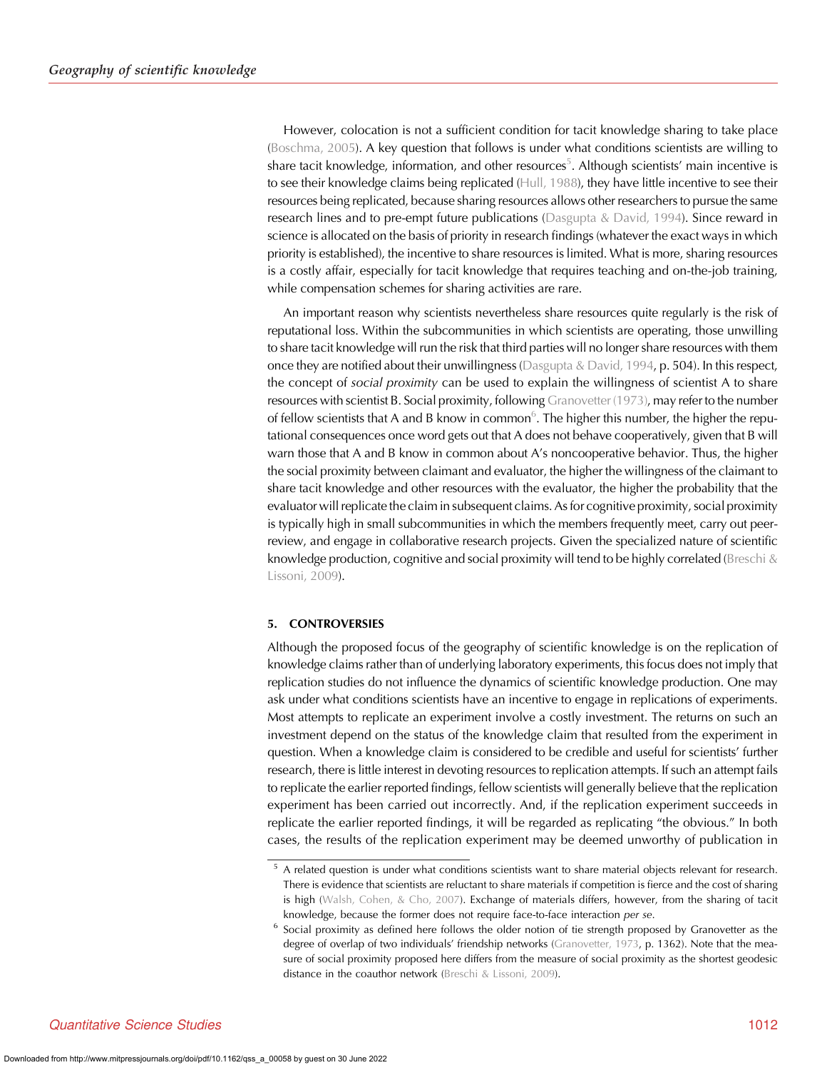However, colocation is not a sufficient condition for tacit knowledge sharing to take place (Boschma, 2005). A key question that follows is under what conditions scientists are willing to share tacit knowledge, information, and other resources[5]. Although scientists' main incentive is to see their knowledge claims being replicated (Hull, 1988), they have little incentive to see their resources being replicated, because sharing resources allows other researchers to pursue the same research lines and to pre-empt future publications (Dasgupta & David, 1994). Since reward in science is allocated on the basis of priority in research findings (whatever the exact ways in which priority is established), the incentive to share resources is limited. What is more, sharing resources is a costly affair, especially for tacit knowledge that requires teaching and on-the-job training, while compensation schemes for sharing activities are rare.

An important reason why scientists nevertheless share resources quite regularly is the risk of reputational loss. Within the subcommunities in which scientists are operating, those unwilling to share tacit knowledge will run the risk that third parties will no longer share resources with them once they are notified about their unwillingness (Dasgupta & David, 1994, p. 504). In this respect, the concept of *social proximity* can be used to explain the willingness of scientist A to share resources with scientist B. Social proximity, following Granovetter (1973), may refer to the number of fellow scientists that A and B know in common[6]. The higher this number, the higher the reputational consequences once word gets out that A does not behave cooperatively, given that B will warn those that A and B know in common about A's noncooperative behavior. Thus, the higher the social proximity between claimant and evaluator, the higher the willingness of the claimant to share tacit knowledge and other resources with the evaluator, the higher the probability that the evaluator will replicate the claim in subsequent claims. As for cognitive proximity, social proximity is typically high in small subcommunities in which the members frequently meet, carry out peer-review, and engage in collaborative research projects. Given the specialized nature of scientific knowledge production, cognitive and social proximity will tend to be highly correlated (Breschi & Lissoni, 2009).

## 5. CONTROVERSIES

Although the proposed focus of the geography of scientific knowledge is on the replication of knowledge claims rather than of underlying laboratory experiments, this focus does not imply that replication studies do not influence the dynamics of scientific knowledge production. One may ask under what conditions scientists have an incentive to engage in replications of experiments. Most attempts to replicate an experiment involve a costly investment. The returns on such an investment depend on the status of the knowledge claim that resulted from the experiment in question. When a knowledge claim is considered to be credible and useful for scientists' further research, there is little interest in devoting resources to replication attempts. If such an attempt fails to replicate the earlier reported findings, fellow scientists will generally believe that the replication experiment has been carried out incorrectly. And, if the replication experiment succeeds in replicate the earlier reported findings, it will be regarded as replicating "the obvious." In both cases, the results of the replication experiment may be deemed unworthy of publication in

[5] A related question is under what conditions scientists want to share material objects relevant for research. There is evidence that scientists are reluctant to share materials if competition is fierce and the cost of sharing is high (Walsh, Cohen, & Cho, 2007). Exchange of materials differs, however, from the sharing of tacit knowledge, because the former does not require face-to-face interaction *per se*.

[6] Social proximity as defined here follows the older notion of tie strength proposed by Granovetter as the degree of overlap of two individuals' friendship networks (Granovetter, 1973, p. 1362). Note that the measure of social proximity proposed here differs from the measure of social proximity as the shortest geodesic distance in the coauthor network (Breschi & Lissoni, 2009).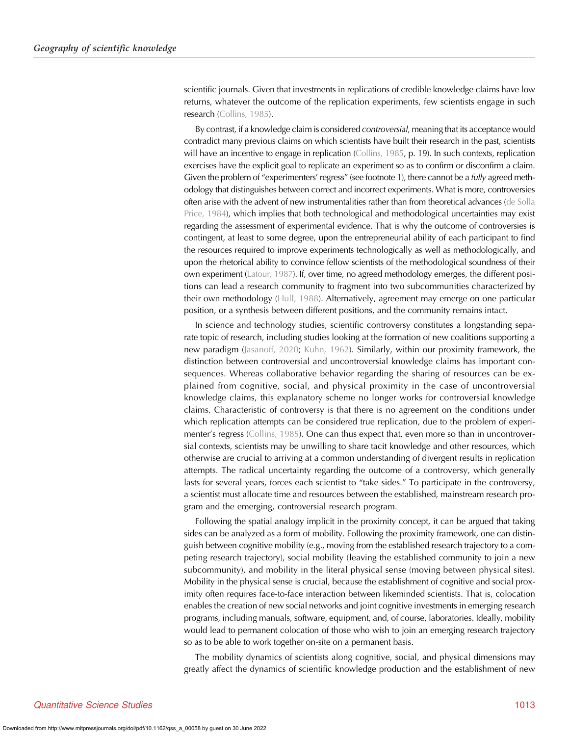scientific journals. Given that investments in replications of credible knowledge claims have low returns, whatever the outcome of the replication experiments, few scientists engage in such research (Collins, 1985).

By contrast, if a knowledge claim is considered *controversial*, meaning that its acceptance would contradict many previous claims on which scientists have built their research in the past, scientists will have an incentive to engage in replication (Collins, 1985, p. 19). In such contexts, replication exercises have the explicit goal to replicate an experiment so as to confirm or disconfirm a claim. Given the problem of "experimenters' regress" (see footnote 1), there cannot be a *fully* agreed methodology that distinguishes between correct and incorrect experiments. What is more, controversies often arise with the advent of new instrumentalities rather than from theoretical advances (de Solla Price, 1984), which implies that both technological and methodological uncertainties may exist regarding the assessment of experimental evidence. That is why the outcome of controversies is contingent, at least to some degree, upon the entrepreneurial ability of each participant to find the resources required to improve experiments technologically as well as methodologically, and upon the rhetorical ability to convince fellow scientists of the methodological soundness of their own experiment (Latour, 1987). If, over time, no agreed methodology emerges, the different positions can lead a research community to fragment into two subcommunities characterized by their own methodology (Hull, 1988). Alternatively, agreement may emerge on one particular position, or a synthesis between different positions, and the community remains intact.

In science and technology studies, scientific controversy constitutes a longstanding separate topic of research, including studies looking at the formation of new coalitions supporting a new paradigm (Jasanoff, 2020; Kuhn, 1962). Similarly, within our proximity framework, the distinction between controversial and uncontroversial knowledge claims has important consequences. Whereas collaborative behavior regarding the sharing of resources can be explained from cognitive, social, and physical proximity in the case of uncontroversial knowledge claims, this explanatory scheme no longer works for controversial knowledge claims. Characteristic of controversy is that there is no agreement on the conditions under which replication attempts can be considered true replication, due to the problem of experimenter's regress (Collins, 1985). One can thus expect that, even more so than in uncontroversial contexts, scientists may be unwilling to share tacit knowledge and other resources, which otherwise are crucial to arriving at a common understanding of divergent results in replication attempts. The radical uncertainty regarding the outcome of a controversy, which generally lasts for several years, forces each scientist to "take sides." To participate in the controversy, a scientist must allocate time and resources between the established, mainstream research program and the emerging, controversial research program.

Following the spatial analogy implicit in the proximity concept, it can be argued that taking sides can be analyzed as a form of mobility. Following the proximity framework, one can distinguish between cognitive mobility (e.g., moving from the established research trajectory to a competing research trajectory), social mobility (leaving the established community to join a new subcommunity), and mobility in the literal physical sense (moving between physical sites). Mobility in the physical sense is crucial, because the establishment of cognitive and social proximity often requires face-to-face interaction between likeminded scientists. That is, colocation enables the creation of new social networks and joint cognitive investments in emerging research programs, including manuals, software, equipment, and, of course, laboratories. Ideally, mobility would lead to permanent colocation of those who wish to join an emerging research trajectory so as to be able to work together on-site on a permanent basis.

The mobility dynamics of scientists along cognitive, social, and physical dimensions may greatly affect the dynamics of scientific knowledge production and the establishment of new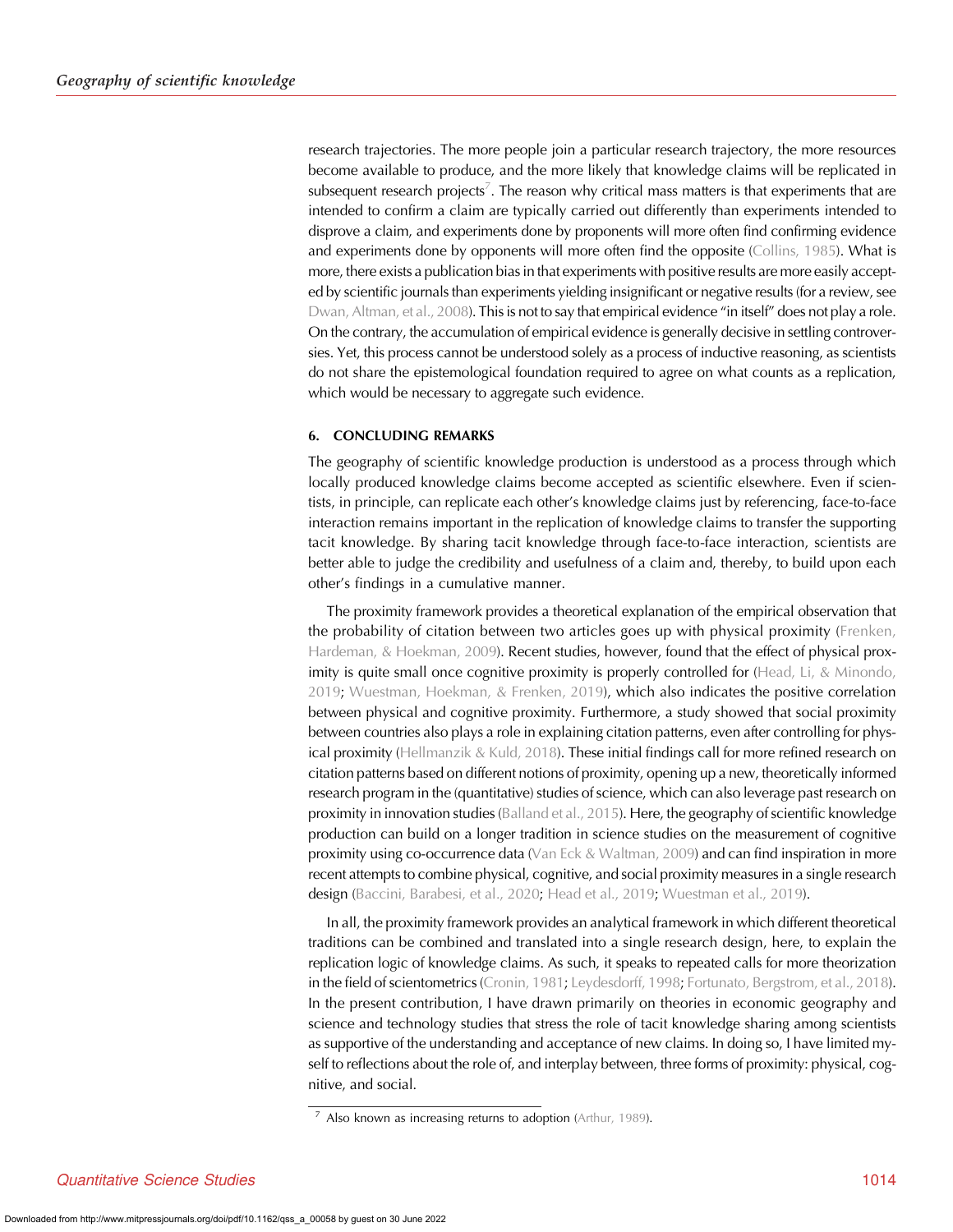research trajectories. The more people join a particular research trajectory, the more resources become available to produce, and the more likely that knowledge claims will be replicated in subsequent research projects[7]. The reason why critical mass matters is that experiments that are intended to confirm a claim are typically carried out differently than experiments intended to disprove a claim, and experiments done by proponents will more often find confirming evidence and experiments done by opponents will more often find the opposite (Collins, 1985). What is more, there exists a publication bias in that experiments with positive results are more easily accepted by scientific journals than experiments yielding insignificant or negative results (for a review, see Dwan, Altman, et al., 2008). This is not to say that empirical evidence "in itself" does not play a role. On the contrary, the accumulation of empirical evidence is generally decisive in settling controversies. Yet, this process cannot be understood solely as a process of inductive reasoning, as scientists do not share the epistemological foundation required to agree on what counts as a replication, which would be necessary to aggregate such evidence.

## 6. CONCLUDING REMARKS

The geography of scientific knowledge production is understood as a process through which locally produced knowledge claims become accepted as scientific elsewhere. Even if scientists, in principle, can replicate each other's knowledge claims just by referencing, face-to-face interaction remains important in the replication of knowledge claims to transfer the supporting tacit knowledge. By sharing tacit knowledge through face-to-face interaction, scientists are better able to judge the credibility and usefulness of a claim and, thereby, to build upon each other's findings in a cumulative manner.

The proximity framework provides a theoretical explanation of the empirical observation that the probability of citation between two articles goes up with physical proximity (Frenken, Hardeman, & Hoekman, 2009). Recent studies, however, found that the effect of physical proximity is quite small once cognitive proximity is properly controlled for (Head, Li, & Minondo, 2019; Wuestman, Hoekman, & Frenken, 2019), which also indicates the positive correlation between physical and cognitive proximity. Furthermore, a study showed that social proximity between countries also plays a role in explaining citation patterns, even after controlling for physical proximity (Hellmanzik & Kuld, 2018). These initial findings call for more refined research on citation patterns based on different notions of proximity, opening up a new, theoretically informed research program in the (quantitative) studies of science, which can also leverage past research on proximity in innovation studies (Balland et al., 2015). Here, the geography of scientific knowledge production can build on a longer tradition in science studies on the measurement of cognitive proximity using co-occurrence data (Van Eck & Waltman, 2009) and can find inspiration in more recent attempts to combine physical, cognitive, and social proximity measures in a single research design (Baccini, Barabesi, et al., 2020; Head et al., 2019; Wuestman et al., 2019).

In all, the proximity framework provides an analytical framework in which different theoretical traditions can be combined and translated into a single research design, here, to explain the replication logic of knowledge claims. As such, it speaks to repeated calls for more theorization in the field of scientometrics (Cronin, 1981; Leydesdorff, 1998; Fortunato, Bergstrom, et al., 2018). In the present contribution, I have drawn primarily on theories in economic geography and science and technology studies that stress the role of tacit knowledge sharing among scientists as supportive of the understanding and acceptance of new claims. In doing so, I have limited myself to reflections about the role of, and interplay between, three forms of proximity: physical, cognitive, and social.

[7] Also known as increasing returns to adoption (Arthur, 1989).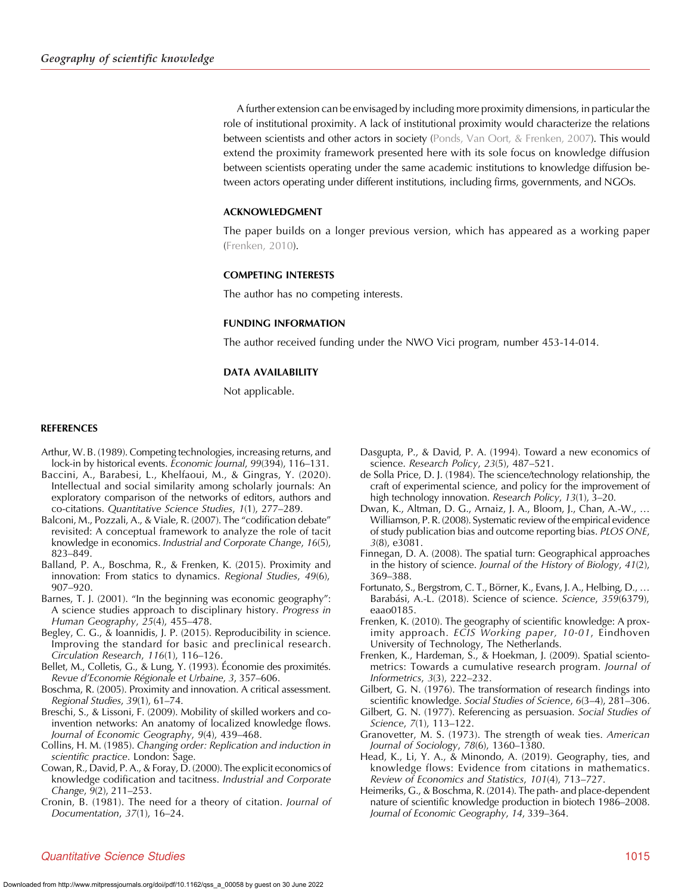A further extension can be envisaged by including more proximity dimensions, in particular the role of institutional proximity. A lack of institutional proximity would characterize the relations between scientists and other actors in society (Ponds, Van Oort, & Frenken, 2007). This would extend the proximity framework presented here with its sole focus on knowledge diffusion between scientists operating under the same academic institutions to knowledge diffusion between actors operating under different institutions, including firms, governments, and NGOs.

### ACKNOWLEDGMENT

The paper builds on a longer previous version, which has appeared as a working paper (Frenken, 2010).

### COMPETING INTERESTS

The author has no competing interests.

### FUNDING INFORMATION

The author received funding under the NWO Vici program, number 453-14-014.

### DATA AVAILABILITY

Not applicable.

## REFERENCES

Arthur, W. B. (1989). Competing technologies, increasing returns, and lock-in by historical events. *Economic Journal*, *99*(394), 116–131.

Baccini, A., Barabesi, L., Khelfaoui, M., & Gingras, Y. (2020). Intellectual and social similarity among scholarly journals: An exploratory comparison of the networks of editors, authors and co-citations. *Quantitative Science Studies*, *1*(1), 277–289.

Balconi, M., Pozzali, A., & Viale, R. (2007). The "codification debate" revisited: A conceptual framework to analyze the role of tacit knowledge in economics. *Industrial and Corporate Change*, *16*(5), 823–849.

Balland, P. A., Boschma, R., & Frenken, K. (2015). Proximity and innovation: From statics to dynamics. *Regional Studies*, *49*(6), 907–920.

Barnes, T. J. (2001). "In the beginning was economic geography": A science studies approach to disciplinary history. *Progress in Human Geography*, *25*(4), 455–478.

Begley, C. G., & Ioannidis, J. P. (2015). Reproducibility in science. Improving the standard for basic and preclinical research. *Circulation Research*, *116*(1), 116–126.

Bellet, M., Colletis, G., & Lung, Y. (1993). Économie des proximités. *Revue d'Economie Régionale et Urbaine*, *3*, 357–606.

Boschma, R. (2005). Proximity and innovation. A critical assessment. *Regional Studies*, *39*(1), 61–74.

Breschi, S., & Lissoni, F. (2009). Mobility of skilled workers and co-invention networks: An anatomy of localized knowledge flows. *Journal of Economic Geography*, *9*(4), 439–468.

Collins, H. M. (1985). *Changing order: Replication and induction in scientific practice*. London: Sage.

Cowan, R., David, P. A., & Foray, D. (2000). The explicit economics of knowledge codification and tacitness. *Industrial and Corporate Change*, *9*(2), 211–253.

Cronin, B. (1981). The need for a theory of citation. *Journal of Documentation*, *37*(1), 16–24.

Dasgupta, P., & David, P. A. (1994). Toward a new economics of science. *Research Policy*, *23*(5), 487–521.

de Solla Price, D. J. (1984). The science/technology relationship, the craft of experimental science, and policy for the improvement of high technology innovation. *Research Policy*, *13*(1), 3–20.

Dwan, K., Altman, D. G., Arnaiz, J. A., Bloom, J., Chan, A.-W., … Williamson, P. R. (2008). Systematic review of the empirical evidence of study publication bias and outcome reporting bias. *PLOS ONE*, *3*(8), e3081.

Finnegan, D. A. (2008). The spatial turn: Geographical approaches in the history of science. *Journal of the History of Biology*, *41*(2), 369–388.

Fortunato, S., Bergstrom, C. T., Börner, K., Evans, J. A., Helbing, D., … Barabási, A.-L. (2018). Science of science. *Science*, *359*(6379), eaao0185.

Frenken, K. (2010). The geography of scientific knowledge: A proximity approach. *ECIS Working paper, 10-01*, Eindhoven University of Technology, The Netherlands.

Frenken, K., Hardeman, S., & Hoekman, J. (2009). Spatial scientometrics: Towards a cumulative research program. *Journal of Informetrics*, *3*(3), 222–232.

Gilbert, G. N. (1976). The transformation of research findings into scientific knowledge. *Social Studies of Science*, *6*(3–4), 281–306.

Gilbert, G. N. (1977). Referencing as persuasion. *Social Studies of Science*, *7*(1), 113–122.

Granovetter, M. S. (1973). The strength of weak ties. *American Journal of Sociology*, *78*(6), 1360–1380.

Head, K., Li, Y. A., & Minondo, A. (2019). Geography, ties, and knowledge flows: Evidence from citations in mathematics. *Review of Economics and Statistics*, *101*(4), 713–727.

Heimeriks, G., & Boschma, R. (2014). The path- and place-dependent nature of scientific knowledge production in biotech 1986–2008. *Journal of Economic Geography*, *14*, 339–364.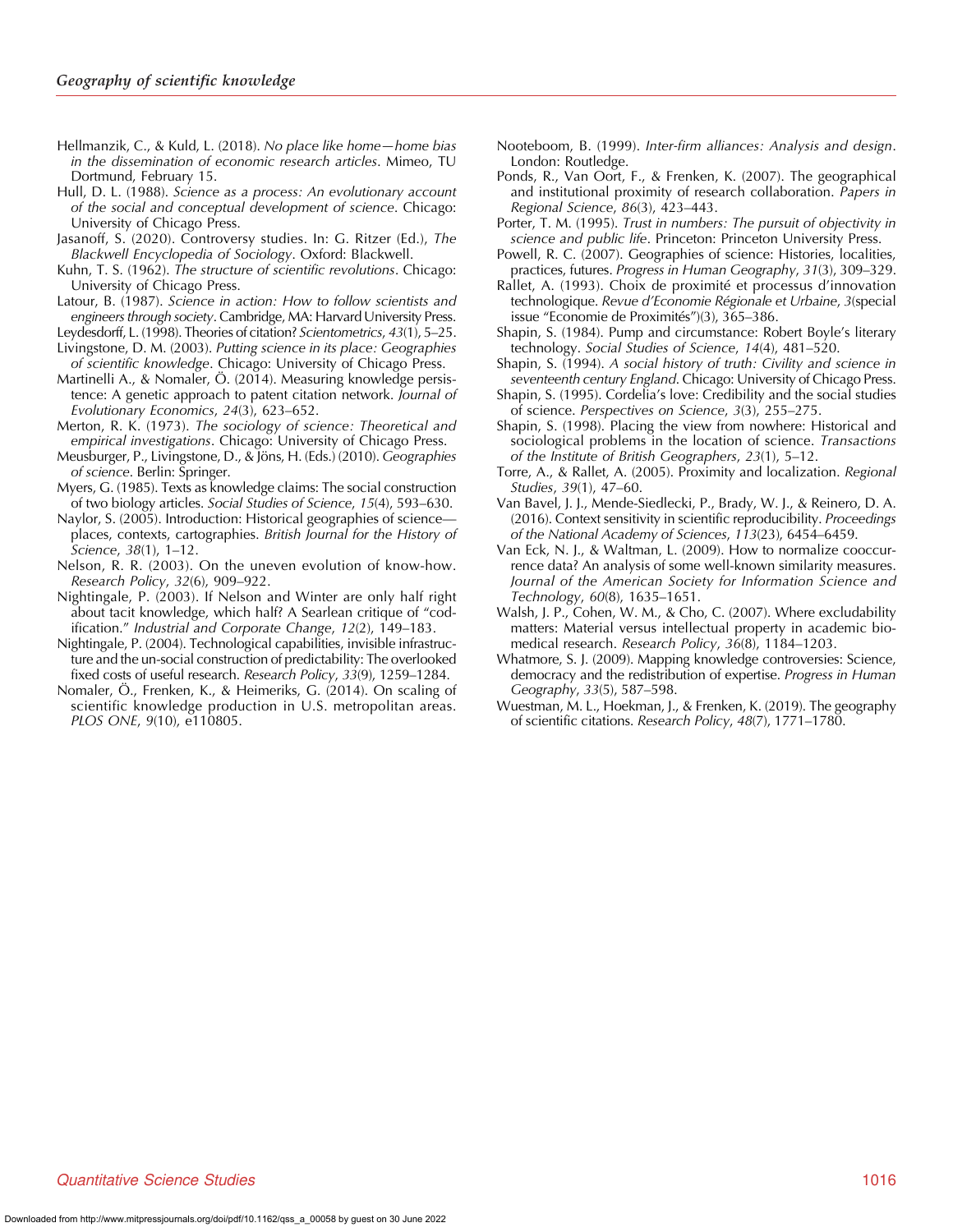Hellmanzik, C., & Kuld, L. (2018). *No place like home—home bias in the dissemination of economic research articles*. Mimeo, TU Dortmund, February 15.

Hull, D. L. (1988). *Science as a process: An evolutionary account of the social and conceptual development of science*. Chicago: University of Chicago Press.

Jasanoff, S. (2020). Controversy studies. In: G. Ritzer (Ed.), *The Blackwell Encyclopedia of Sociology*. Oxford: Blackwell.

Kuhn, T. S. (1962). *The structure of scientific revolutions*. Chicago: University of Chicago Press.

Latour, B. (1987). *Science in action: How to follow scientists and engineers through society*. Cambridge, MA: Harvard University Press.

Leydesdorff, L. (1998). Theories of citation? *Scientometrics*, *43*(1), 5–25.

Livingstone, D. M. (2003). *Putting science in its place: Geographies of scientific knowledge*. Chicago: University of Chicago Press.

Martinelli A., & Nomaler, Ö. (2014). Measuring knowledge persistence: A genetic approach to patent citation network. *Journal of Evolutionary Economics*, *24*(3), 623–652.

Merton, R. K. (1973). *The sociology of science: Theoretical and empirical investigations*. Chicago: University of Chicago Press.

Meusburger, P., Livingstone, D., & Jöns, H. (Eds.) (2010). *Geographies of science*. Berlin: Springer.

Myers, G. (1985). Texts as knowledge claims: The social construction of two biology articles. *Social Studies of Science*, *15*(4), 593–630.

Naylor, S. (2005). Introduction: Historical geographies of science—places, contexts, cartographies. *British Journal for the History of Science*, *38*(1), 1–12.

Nelson, R. R. (2003). On the uneven evolution of know-how. *Research Policy*, *32*(6), 909–922.

Nightingale, P. (2003). If Nelson and Winter are only half right about tacit knowledge, which half? A Searlean critique of "codification." *Industrial and Corporate Change*, *12*(2), 149–183.

Nightingale, P. (2004). Technological capabilities, invisible infrastructure and the un-social construction of predictability: The overlooked fixed costs of useful research. *Research Policy*, *33*(9), 1259–1284.

Nomaler, Ö., Frenken, K., & Heimeriks, G. (2014). On scaling of scientific knowledge production in U.S. metropolitan areas. *PLOS ONE*, *9*(10), e110805.

Nooteboom, B. (1999). *Inter-firm alliances: Analysis and design*. London: Routledge.

Ponds, R., Van Oort, F., & Frenken, K. (2007). The geographical and institutional proximity of research collaboration. *Papers in Regional Science*, *86*(3), 423–443.

Porter, T. M. (1995). *Trust in numbers: The pursuit of objectivity in science and public life*. Princeton: Princeton University Press.

Powell, R. C. (2007). Geographies of science: Histories, localities, practices, futures. *Progress in Human Geography*, *31*(3), 309–329.

Rallet, A. (1993). Choix de proximité et processus d'innovation technologique. *Revue d'Economie Régionale et Urbaine*, *3*(special issue "Economie de Proximités")(3), 365–386.

Shapin, S. (1984). Pump and circumstance: Robert Boyle's literary technology. *Social Studies of Science*, *14*(4), 481–520.

Shapin, S. (1994). *A social history of truth: Civility and science in seventeenth century England*. Chicago: University of Chicago Press.

Shapin, S. (1995). Cordelia's love: Credibility and the social studies of science. *Perspectives on Science*, *3*(3), 255–275.

Shapin, S. (1998). Placing the view from nowhere: Historical and sociological problems in the location of science. *Transactions of the Institute of British Geographers*, *23*(1), 5–12.

Torre, A., & Rallet, A. (2005). Proximity and localization. *Regional Studies*, *39*(1), 47–60.

Van Bavel, J. J., Mende-Siedlecki, P., Brady, W. J., & Reinero, D. A. (2016). Context sensitivity in scientific reproducibility. *Proceedings of the National Academy of Sciences*, *113*(23), 6454–6459.

Van Eck, N. J., & Waltman, L. (2009). How to normalize cooccurrence data? An analysis of some well-known similarity measures. *Journal of the American Society for Information Science and Technology*, *60*(8), 1635–1651.

Walsh, J. P., Cohen, W. M., & Cho, C. (2007). Where excludability matters: Material versus intellectual property in academic biomedical research. *Research Policy*, *36*(8), 1184–1203.

Whatmore, S. J. (2009). Mapping knowledge controversies: Science, democracy and the redistribution of expertise. *Progress in Human Geography*, *33*(5), 587–598.

Wuestman, M. L., Hoekman, J., & Frenken, K. (2019). The geography of scientific citations. *Research Policy*, *48*(7), 1771–1780.